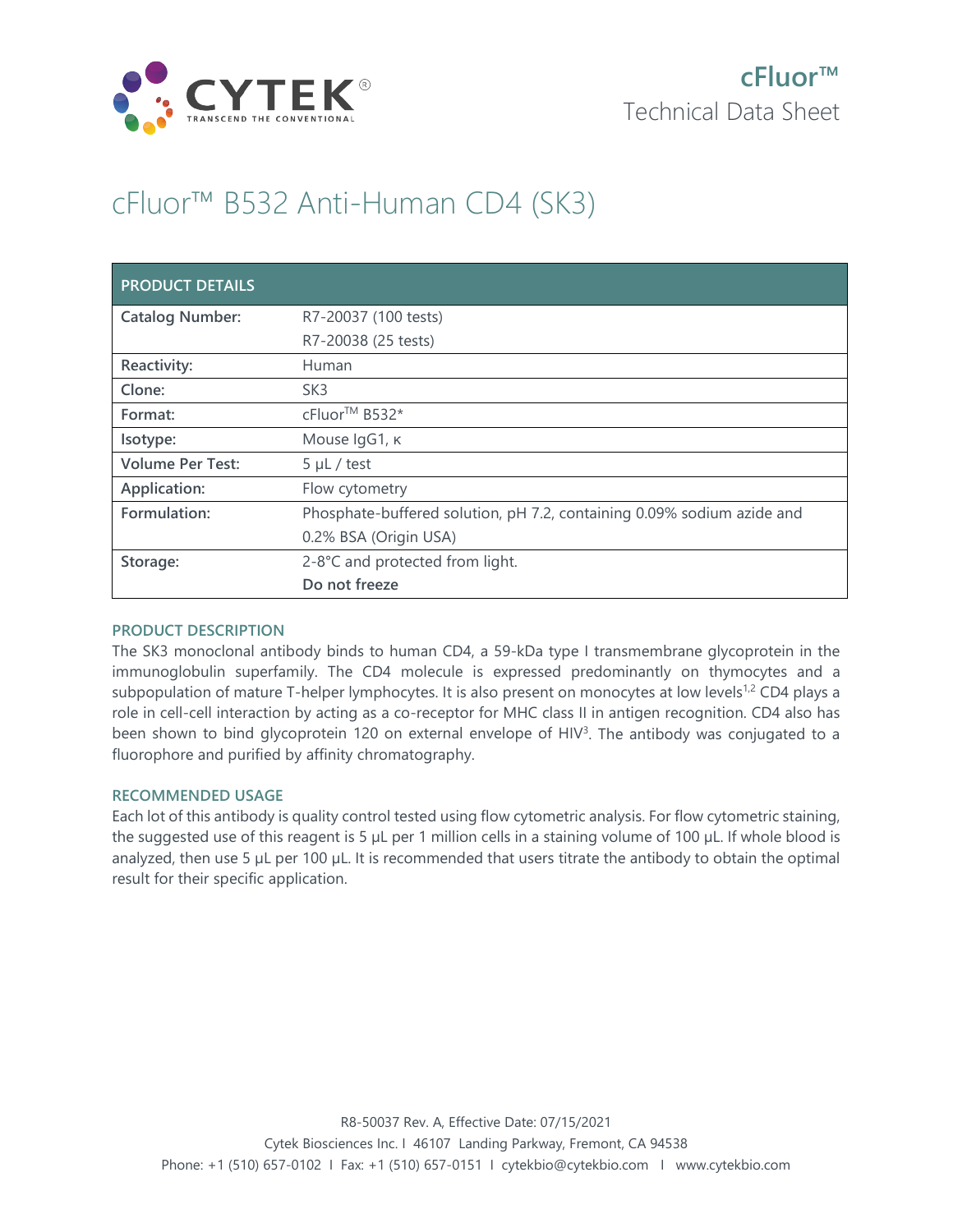**cFluor™**
Technical Data Sheet

# cFluor™ B532 Anti-Human CD4 (SK3)

| PRODUCT DETAILS | |
|---|---|
| **Catalog Number:** | R7-20037 (100 tests)<br>R7-20038 (25 tests) |
| **Reactivity:** | Human |
| **Clone:** | SK3 |
| **Format:** | cFluor™ B532* |
| **Isotype:** | Mouse IgG1, κ |
| **Volume Per Test:** | 5 µL / test |
| **Application:** | Flow cytometry |
| **Formulation:** | Phosphate-buffered solution, pH 7.2, containing 0.09% sodium azide and 0.2% BSA (Origin USA) |
| **Storage:** | 2-8°C and protected from light.<br>**Do not freeze** |

## PRODUCT DESCRIPTION

The SK3 monoclonal antibody binds to human CD4, a 59-kDa type I transmembrane glycoprotein in the immunoglobulin superfamily. The CD4 molecule is expressed predominantly on thymocytes and a subpopulation of mature T-helper lymphocytes. It is also present on monocytes at low levels[1,2] CD4 plays a role in cell-cell interaction by acting as a co-receptor for MHC class II in antigen recognition. CD4 also has been shown to bind glycoprotein 120 on external envelope of HIV[3]. The antibody was conjugated to a fluorophore and purified by affinity chromatography.

## RECOMMENDED USAGE

Each lot of this antibody is quality control tested using flow cytometric analysis. For flow cytometric staining, the suggested use of this reagent is 5 µL per 1 million cells in a staining volume of 100 µL. If whole blood is analyzed, then use 5 µL per 100 µL. It is recommended that users titrate the antibody to obtain the optimal result for their specific application.

R8-50037 Rev. A, Effective Date: 07/15/2021
Cytek Biosciences Inc. I 46107 Landing Parkway, Fremont, CA 94538
Phone: +1 (510) 657-0102 I Fax: +1 (510) 657-0151 I cytekbio@cytekbio.com I www.cytekbio.com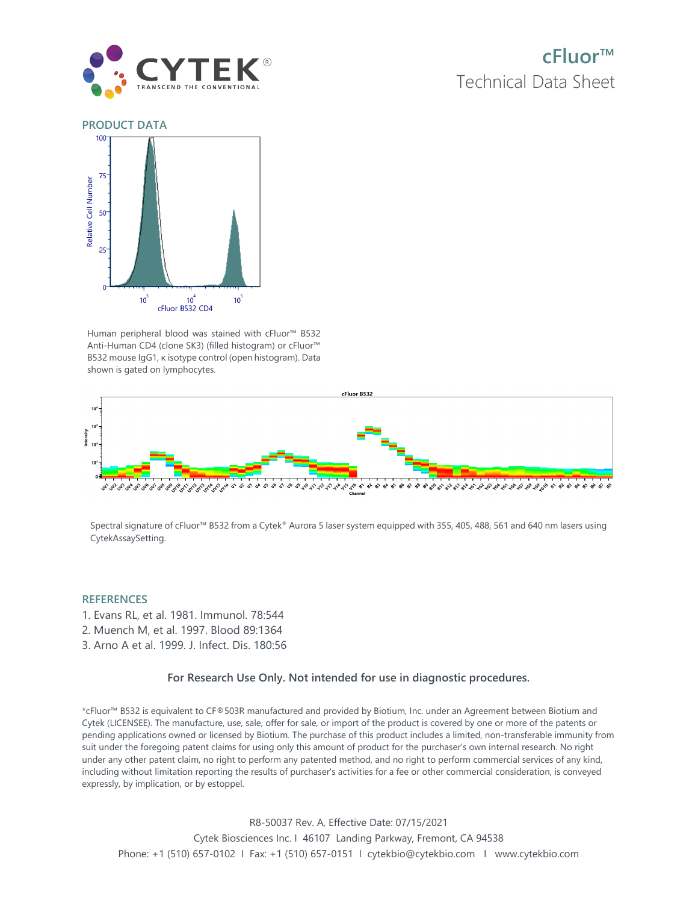## cFluor™

Technical Data Sheet

### PRODUCT DATA

Relative Cell Number

100

75

50

25

0

$10^3$

$10^4$

$10^5$

cFluor B532 CD4

Human peripheral blood was stained with cFluor™ B532 Anti-Human CD4 (clone SK3) (filled histogram) or cFluor™ B532 mouse IgG1, κ isotype control (open histogram). Data shown is gated on lymphocytes.

cFluor B532

Intensity

Channel

UV1 UV2 UV3 UV4 UV5 UV6 UV7 UV8 UV9 UV10 UV11 UV12 UV13 UV14 UV15 UV16 V1 V2 V3 V4 V5 V6 V7 V8 V9 V10 V11 V12 V13 V14 V15 V16 B1 B2 B3 B4 B5 B6 B7 B8 B9 B10 B11 B12 B13 B14 YG1 YG2 YG3 YG4 YG5 YG6 YG7 YG8 YG9 YG10 R1 R2 R3 R4 R5 R6 R7 R8

Spectral signature of cFluor™ B532 from a Cytek® Aurora 5 laser system equipped with 355, 405, 488, 561 and 640 nm lasers using CytekAssaySetting.

### REFERENCES

1. Evans RL, et al. 1981. Immunol. 78:544
2. Muench M, et al. 1997. Blood 89:1364
3. Arno A et al. 1999. J. Infect. Dis. 180:56

**For Research Use Only. Not intended for use in diagnostic procedures.**

*cFluor™ B532 is equivalent to CF®503R manufactured and provided by Biotium, Inc. under an Agreement between Biotium and Cytek (LICENSEE). The manufacture, use, sale, offer for sale, or import of the product is covered by one or more of the patents or pending applications owned or licensed by Biotium. The purchase of this product includes a limited, non-transferable immunity from suit under the foregoing patent claims for using only this amount of product for the purchaser's own internal research. No right under any other patent claim, no right to perform any patented method, and no right to perform commercial services of any kind, including without limitation reporting the results of purchaser's activities for a fee or other commercial consideration, is conveyed expressly, by implication, or by estoppel.

R8-50037 Rev. A, Effective Date: 07/15/2021

Cytek Biosciences Inc. I 46107 Landing Parkway, Fremont, CA 94538

Phone: +1 (510) 657-0102 I Fax: +1 (510) 657-0151 I cytekbio@cytekbio.com I www.cytekbio.com